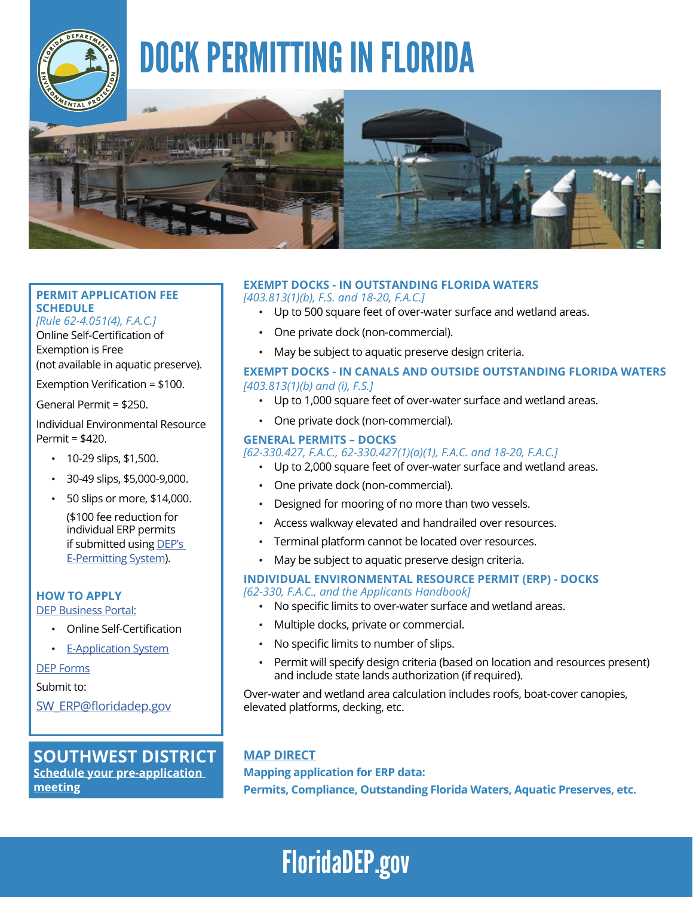# DOCK PERMITTING IN FLORIDA

## PERMIT APPLICATION FEE SCHEDULE

*[Rule 62-4.051(4), F.A.C.]*

Online Self-Certification of Exemption is Free (not available in aquatic preserve).

Exemption Verification = $100.

General Permit = $250.

Individual Environmental Resource Permit = $420.

- 10-29 slips, $1,500.
- 30-49 slips, $5,000-9,000.
- 50 slips or more, $14,000.

  ($100 fee reduction for individual ERP permits if submitted using DEP's E-Permitting System).

## HOW TO APPLY

DEP Business Portal:

- Online Self-Certification
- E-Application System

DEP Forms

Submit to:

SW_ERP@floridadep.gov

## SOUTHWEST DISTRICT

**Schedule your pre-application meeting**

## EXEMPT DOCKS - IN OUTSTANDING FLORIDA WATERS

*[403.813(1)(b), F.S. and 18-20, F.A.C.]*

- Up to 500 square feet of over-water surface and wetland areas.
- One private dock (non-commercial).
- May be subject to aquatic preserve design criteria.

## EXEMPT DOCKS - IN CANALS AND OUTSIDE OUTSTANDING FLORIDA WATERS

*[403.813(1)(b) and (i), F.S.]*

- Up to 1,000 square feet of over-water surface and wetland areas.
- One private dock (non-commercial).

## GENERAL PERMITS – DOCKS

*[62-330.427, F.A.C., 62-330.427(1)(a)(1), F.A.C. and 18-20, F.A.C.]*

- Up to 2,000 square feet of over-water surface and wetland areas.
- One private dock (non-commercial).
- Designed for mooring of no more than two vessels.
- Access walkway elevated and handrailed over resources.
- Terminal platform cannot be located over resources.
- May be subject to aquatic preserve design criteria.

## INDIVIDUAL ENVIRONMENTAL RESOURCE PERMIT (ERP) - DOCKS

*[62-330, F.A.C., and the Applicants Handbook]*

- No specific limits to over-water surface and wetland areas.
- Multiple docks, private or commercial.
- No specific limits to number of slips.
- Permit will specify design criteria (based on location and resources present) and include state lands authorization (if required).

Over-water and wetland area calculation includes roofs, boat-cover canopies, elevated platforms, decking, etc.

## MAP DIRECT

**Mapping application for ERP data:**

**Permits, Compliance, Outstanding Florida Waters, Aquatic Preserves, etc.**

FloridaDEP.gov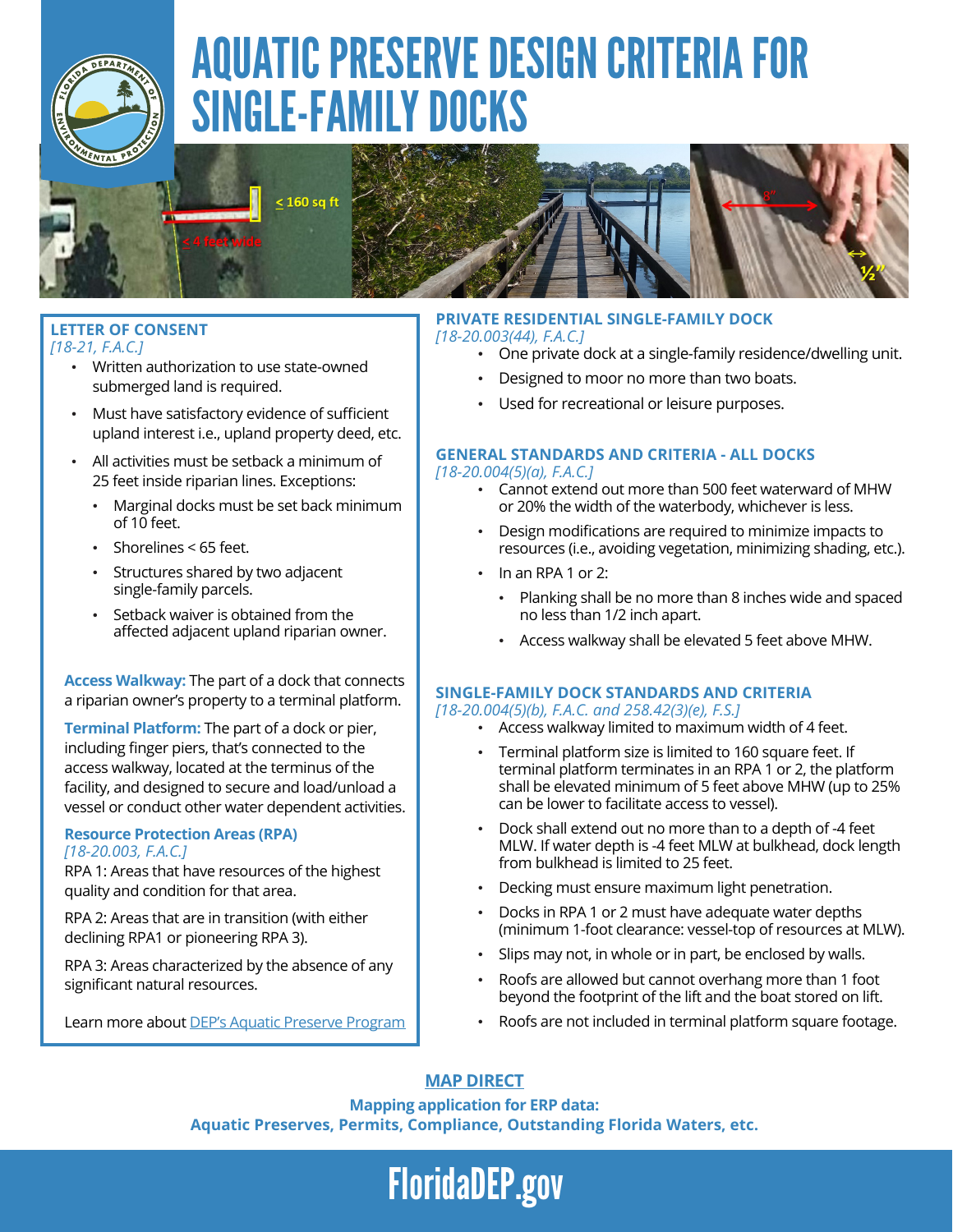# AQUATIC PRESERVE DESIGN CRITERIA FOR SINGLE-FAMILY DOCKS

## LETTER OF CONSENT

*[18-21, F.A.C.]*

- Written authorization to use state-owned submerged land is required.
- Must have satisfactory evidence of sufficient upland interest i.e., upland property deed, etc.
- All activities must be setback a minimum of 25 feet inside riparian lines. Exceptions:
  - Marginal docks must be set back minimum of 10 feet.
  - Shorelines < 65 feet.
  - Structures shared by two adjacent single-family parcels.
  - Setback waiver is obtained from the affected adjacent upland riparian owner.

**Access Walkway:** The part of a dock that connects a riparian owner's property to a terminal platform.

**Terminal Platform:** The part of a dock or pier, including finger piers, that's connected to the access walkway, located at the terminus of the facility, and designed to secure and load/unload a vessel or conduct other water dependent activities.

**Resource Protection Areas (RPA)**
*[18-20.003, F.A.C.]*

RPA 1: Areas that have resources of the highest quality and condition for that area.

RPA 2: Areas that are in transition (with either declining RPA1 or pioneering RPA 3).

RPA 3: Areas characterized by the absence of any significant natural resources.

Learn more about DEP's Aquatic Preserve Program

## PRIVATE RESIDENTIAL SINGLE-FAMILY DOCK

*[18-20.003(44), F.A.C.]*

- One private dock at a single-family residence/dwelling unit.
- Designed to moor no more than two boats.
- Used for recreational or leisure purposes.

## GENERAL STANDARDS AND CRITERIA - ALL DOCKS

*[18-20.004(5)(a), F.A.C.]*

- Cannot extend out more than 500 feet waterward of MHW or 20% the width of the waterbody, whichever is less.
- Design modifications are required to minimize impacts to resources (i.e., avoiding vegetation, minimizing shading, etc.).
- In an RPA 1 or 2:
  - Planking shall be no more than 8 inches wide and spaced no less than 1/2 inch apart.
  - Access walkway shall be elevated 5 feet above MHW.

## SINGLE-FAMILY DOCK STANDARDS AND CRITERIA

*[18-20.004(5)(b), F.A.C. and 258.42(3)(e), F.S.]*

- Access walkway limited to maximum width of 4 feet.
- Terminal platform size is limited to 160 square feet. If terminal platform terminates in an RPA 1 or 2, the platform shall be elevated minimum of 5 feet above MHW (up to 25% can be lower to facilitate access to vessel).
- Dock shall extend out no more than to a depth of -4 feet MLW. If water depth is -4 feet MLW at bulkhead, dock length from bulkhead is limited to 25 feet.
- Decking must ensure maximum light penetration.
- Docks in RPA 1 or 2 must have adequate water depths (minimum 1-foot clearance: vessel-top of resources at MLW).
- Slips may not, in whole or in part, be enclosed by walls.
- Roofs are allowed but cannot overhang more than 1 foot beyond the footprint of the lift and the boat stored on lift.
- Roofs are not included in terminal platform square footage.

**MAP DIRECT**

**Mapping application for ERP data:
Aquatic Preserves, Permits, Compliance, Outstanding Florida Waters, etc.**

**FloridaDEP.gov**